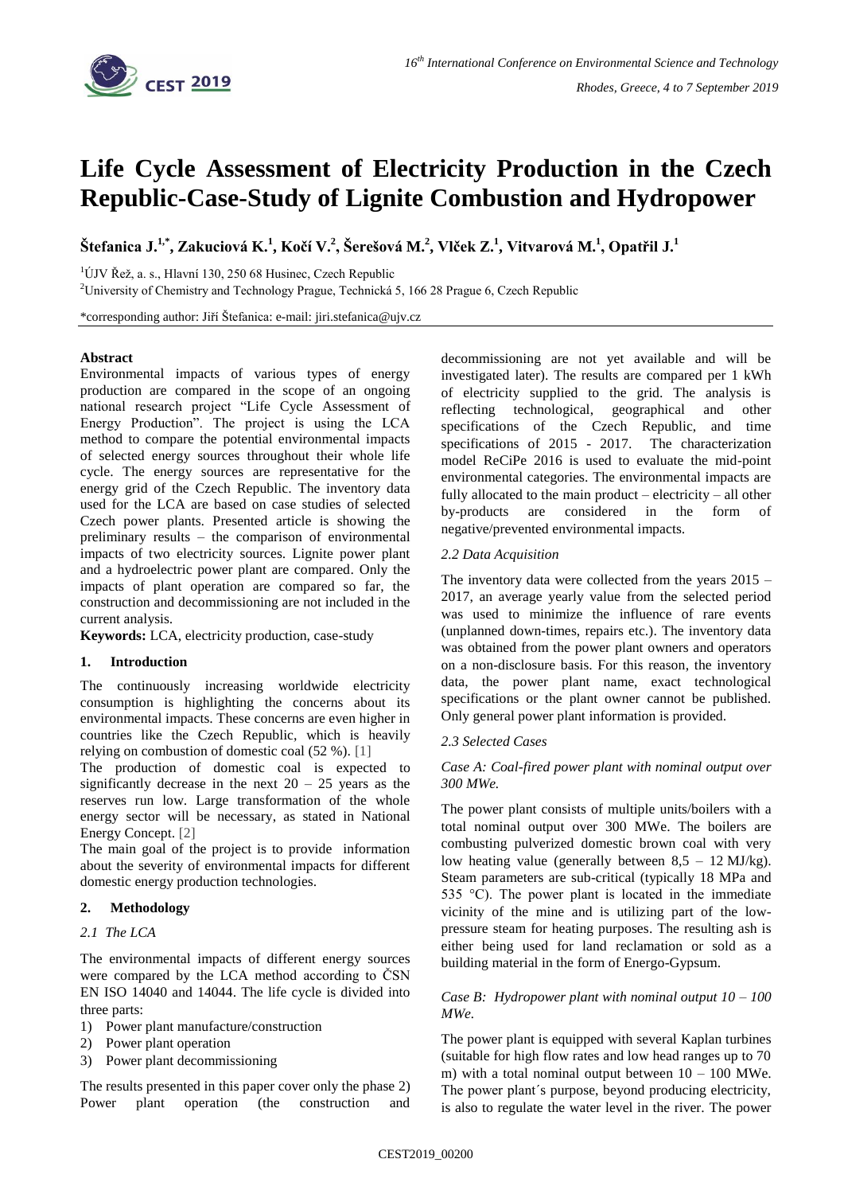# Life Cycle Assessment of Electricity Production in the Czech Republic-Case-Study of Lignite Combustion and Hydropower

**Štefanica J.[1,*], Zakuciová K.[1], Kočí V.[2], Šerešová M.[2], Vlček Z.[1], Vitvarová M.[1], Opatřil J.[1]**

[1]ÚJV Řež, a. s., Hlavní 130, 250 68 Husinec, Czech Republic

[2]University of Chemistry and Technology Prague, Technická 5, 166 28 Prague 6, Czech Republic

*corresponding author: Jiří Štefanica: e-mail: jiri.stefanica@ujv.cz

**Abstract**

Environmental impacts of various types of energy production are compared in the scope of an ongoing national research project "Life Cycle Assessment of Energy Production". The project is using the LCA method to compare the potential environmental impacts of selected energy sources throughout their whole life cycle. The energy sources are representative for the energy grid of the Czech Republic. The inventory data used for the LCA are based on case studies of selected Czech power plants. Presented article is showing the preliminary results – the comparison of environmental impacts of two electricity sources. Lignite power plant and a hydroelectric power plant are compared. Only the impacts of plant operation are compared so far, the construction and decommissioning are not included in the current analysis.

**Keywords:** LCA, electricity production, case-study

## 1. Introduction

The continuously increasing worldwide electricity consumption is highlighting the concerns about its environmental impacts. These concerns are even higher in countries like the Czech Republic, which is heavily relying on combustion of domestic coal (52 %). [1]

The production of domestic coal is expected to significantly decrease in the next 20 – 25 years as the reserves run low. Large transformation of the whole energy sector will be necessary, as stated in National Energy Concept. [2]

The main goal of the project is to provide information about the severity of environmental impacts for different domestic energy production technologies.

## 2. Methodology

### *2.1 The LCA*

The environmental impacts of different energy sources were compared by the LCA method according to ČSN EN ISO 14040 and 14044. The life cycle is divided into three parts:

1) Power plant manufacture/construction
2) Power plant operation
3) Power plant decommissioning

The results presented in this paper cover only the phase 2) Power plant operation (the construction and decommissioning are not yet available and will be investigated later). The results are compared per 1 kWh of electricity supplied to the grid. The analysis is reflecting technological, geographical and other specifications of the Czech Republic, and time specifications of 2015 - 2017. The characterization model ReCiPe 2016 is used to evaluate the mid-point environmental categories. The environmental impacts are fully allocated to the main product – electricity – all other by-products are considered in the form of negative/prevented environmental impacts.

### *2.2 Data Acquisition*

The inventory data were collected from the years 2015 – 2017, an average yearly value from the selected period was used to minimize the influence of rare events (unplanned down-times, repairs etc.). The inventory data was obtained from the power plant owners and operators on a non-disclosure basis. For this reason, the inventory data, the power plant name, exact technological specifications or the plant owner cannot be published. Only general power plant information is provided.

### *2.3 Selected Cases*

*Case A: Coal-fired power plant with nominal output over 300 MWe.*

The power plant consists of multiple units/boilers with a total nominal output over 300 MWe. The boilers are combusting pulverized domestic brown coal with very low heating value (generally between 8,5 – 12 MJ/kg). Steam parameters are sub-critical (typically 18 MPa and 535 °C). The power plant is located in the immediate vicinity of the mine and is utilizing part of the low-pressure steam for heating purposes. The resulting ash is either being used for land reclamation or sold as a building material in the form of Energo-Gypsum.

*Case B: Hydropower plant with nominal output 10 – 100 MWe.*

The power plant is equipped with several Kaplan turbines (suitable for high flow rates and low head ranges up to 70 m) with a total nominal output between 10 – 100 MWe. The power plant´s purpose, beyond producing electricity, is also to regulate the water level in the river. The power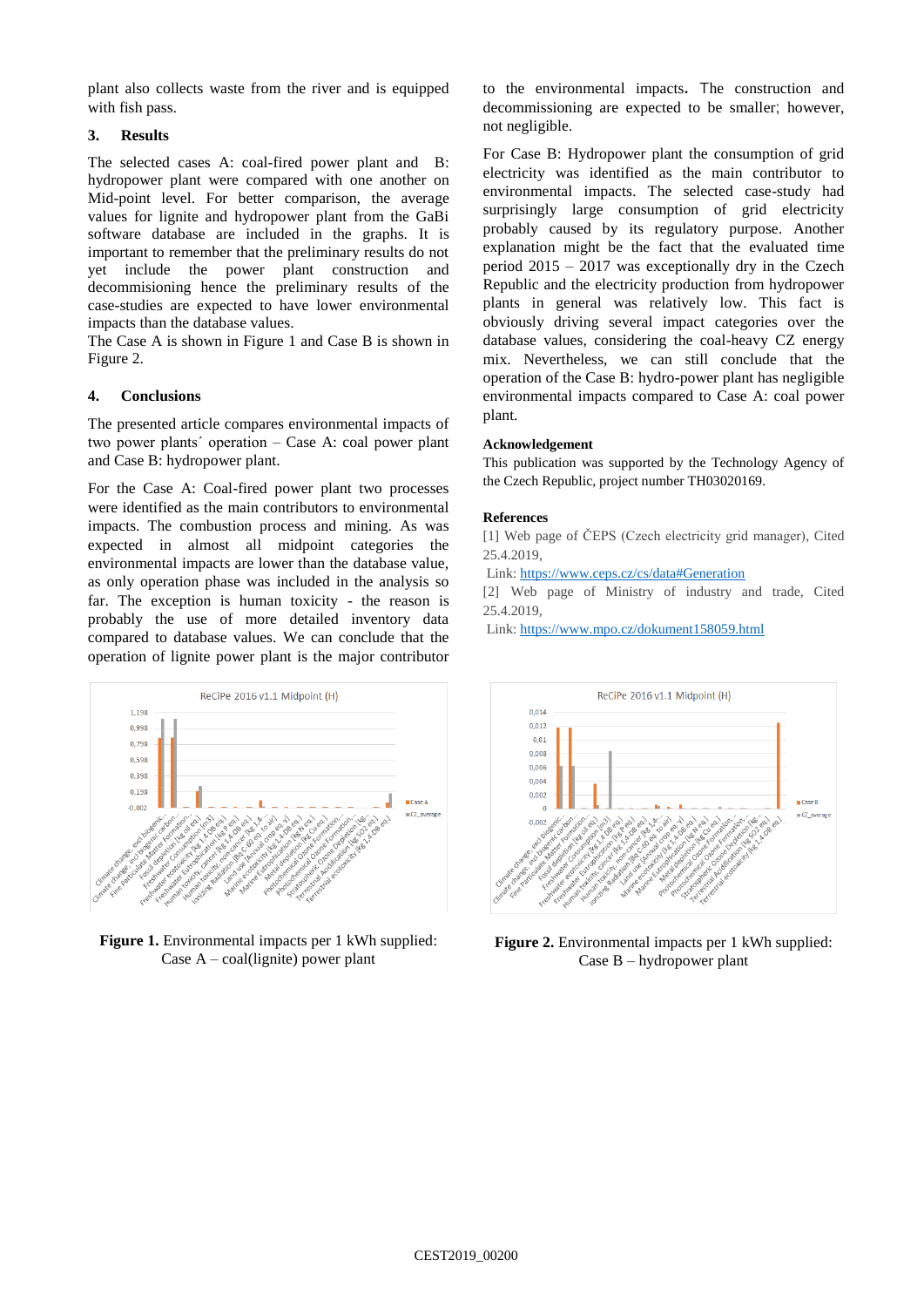plant also collects waste from the river and is equipped with fish pass.

## 3. Results

The selected cases A: coal-fired power plant and B: hydropower plant were compared with one another on Mid-point level. For better comparison, the average values for lignite and hydropower plant from the GaBi software database are included in the graphs. It is important to remember that the preliminary results do not yet include the power plant construction and decommisioning hence the preliminary results of the case-studies are expected to have lower environmental impacts than the database values.

The Case A is shown in Figure 1 and Case B is shown in Figure 2.

## 4. Conclusions

The presented article compares environmental impacts of two power plants´ operation – Case A: coal power plant and Case B: hydropower plant.

For the Case A: Coal-fired power plant two processes were identified as the main contributors to environmental impacts. The combustion process and mining. As was expected in almost all midpoint categories the environmental impacts are lower than the database value, as only operation phase was included in the analysis so far. The exception is human toxicity - the reason is probably the use of more detailed inventory data compared to database values. We can conclude that the operation of lignite power plant is the major contributor to the environmental impacts**.** The construction and decommissioning are expected to be smaller; however, not negligible.

For Case B: Hydropower plant the consumption of grid electricity was identified as the main contributor to environmental impacts. The selected case-study had surprisingly large consumption of grid electricity probably caused by its regulatory purpose. Another explanation might be the fact that the evaluated time period 2015 – 2017 was exceptionally dry in the Czech Republic and the electricity production from hydropower plants in general was relatively low. This fact is obviously driving several impact categories over the database values, considering the coal-heavy CZ energy mix. Nevertheless, we can still conclude that the operation of the Case B: hydro-power plant has negligible environmental impacts compared to Case A: coal power plant.

### Acknowledgement

This publication was supported by the Technology Agency of the Czech Republic, project number TH03020169.

### References

[1] Web page of ČEPS (Czech electricity grid manager), Cited 25.4.2019,

Link: https://www.ceps.cz/cs/data#Generation

[2] Web page of Ministry of industry and trade, Cited 25.4.2019,

Link: https://www.mpo.cz/dokument158059.html

ReCiPe 2016 v1.1 Midpoint (H)

1,198
0,998
0,798
0,598
0,398
0,198
-0,002

Case A
CZ_average

Climate change, excl biogenic...
Climate change, incl biogenic carbon...
Fine Particulate Matter Formation...
Fossil depletion [kg oil eq]
Freshwater Consumption [m3]
Freshwater ecotoxicity [kg 1,4 DB eq]
Freshwater Eutrophication [kg P eq]
Human toxicity, cancer [kg 1,4-DB eq]
Human toxicity, non-cancer [kg 1,4-...
Ionizing Radiation [Bq C-60 eq. to air]
Land use [Annual crop eq.·y]
Marine ecotoxicity [kg 1,4-DB eq]
Marine Eutrophication [kg N eq]
Metal depletion [kg Cu eq]
Photochemical Ozone Formation...
Photochemical Ozone Formation...
Stratospheric Ozone Depletion [kg...
Terrestrial Acidification [kg SO2 eq]
Terrestrial ecotoxicity [kg 1,4-DB eq]

**Figure 1.** Environmental impacts per 1 kWh supplied: Case A – coal(lignite) power plant

ReCiPe 2016 v1.1 Midpoint (H)

0,014
0,012
0,01
0,008
0,006
0,004
0,002
0
-0,002

Case B
CZ_average

Climate change, excl biogenic...
Climate change, incl biogenic carbon...
Fine Particulate Matter Formation...
Fossil depletion [kg oil eq]
Freshwater Consumption [m3]
Freshwater ecotoxicity [kg 1,4 DB eq]
Freshwater Eutrophication [kg P eq]
Human toxicity, cancer [kg 1,4-DB eq]
Human toxicity, non-cancer [kg 1,4-...
Ionizing Radiation [Bq C-60 eq. to air]
Land use [Annual crop eq.·y]
Marine ecotoxicity [kg 1,4-DB eq]
Marine Eutrophication [kg N eq]
Metal depletion [kg Cu eq]
Photochemical Ozone Formation...
Photochemical Ozone Formation...
Stratospheric Ozone Depletion [kg...
Terrestrial Acidification [kg SO2 eq]
Terrestrial ecotoxicity [kg 1,4-DB eq]

**Figure 2.** Environmental impacts per 1 kWh supplied: Case B – hydropower plant